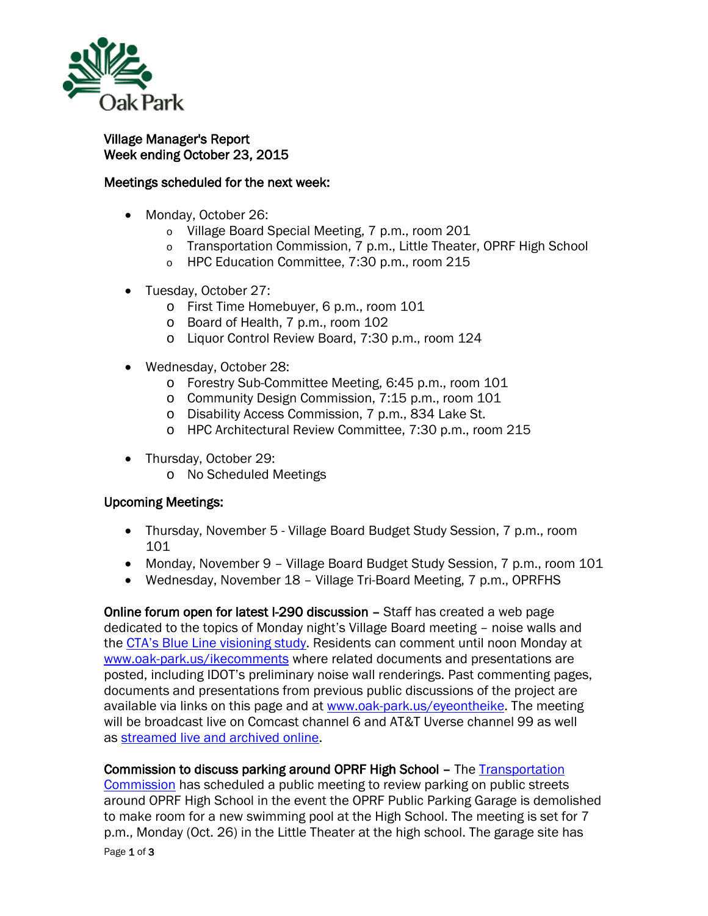Oak Park

# Village Manager's Report
## Week ending October 23, 2015

### Meetings scheduled for the next week:

- Monday, October 26:
  - Village Board Special Meeting, 7 p.m., room 201
  - Transportation Commission, 7 p.m., Little Theater, OPRF High School
  - HPC Education Committee, 7:30 p.m., room 215
- Tuesday, October 27:
  - First Time Homebuyer, 6 p.m., room 101
  - Board of Health, 7 p.m., room 102
  - Liquor Control Review Board, 7:30 p.m., room 124
- Wednesday, October 28:
  - Forestry Sub-Committee Meeting, 6:45 p.m., room 101
  - Community Design Commission, 7:15 p.m., room 101
  - Disability Access Commission, 7 p.m., 834 Lake St.
  - HPC Architectural Review Committee, 7:30 p.m., room 215
- Thursday, October 29:
  - No Scheduled Meetings

### Upcoming Meetings:

- Thursday, November 5 - Village Board Budget Study Session, 7 p.m., room 101
- Monday, November 9 – Village Board Budget Study Session, 7 p.m., room 101
- Wednesday, November 18 – Village Tri-Board Meeting, 7 p.m., OPRFHS

**Online forum open for latest I-290 discussion** – Staff has created a web page dedicated to the topics of Monday night's Village Board meeting – noise walls and the CTA's Blue Line visioning study. Residents can comment until noon Monday at www.oak-park.us/ikecomments where related documents and presentations are posted, including IDOT's preliminary noise wall renderings. Past commenting pages, documents and presentations from previous public discussions of the project are available via links on this page and at www.oak-park.us/eyeontheike. The meeting will be broadcast live on Comcast channel 6 and AT&T Uverse channel 99 as well as streamed live and archived online.

**Commission to discuss parking around OPRF High School** – The Transportation Commission has scheduled a public meeting to review parking on public streets around OPRF High School in the event the OPRF Public Parking Garage is demolished to make room for a new swimming pool at the High School. The meeting is set for 7 p.m., Monday (Oct. 26) in the Little Theater at the high school. The garage site has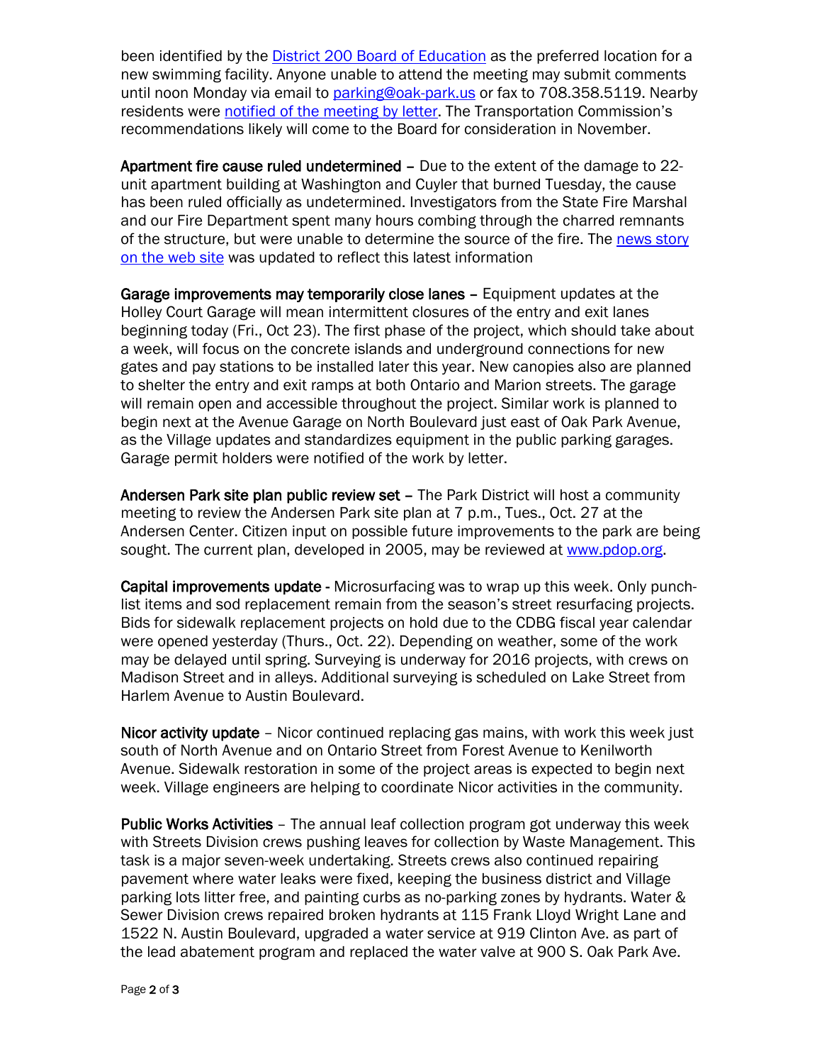been identified by the [District 200 Board of Education] as the preferred location for a new swimming facility. Anyone unable to attend the meeting may submit comments until noon Monday via email to parking@oak-park.us or fax to 708.358.5119. Nearby residents were [notified of the meeting by letter]. The Transportation Commission's recommendations likely will come to the Board for consideration in November.

**Apartment fire cause ruled undetermined** – Due to the extent of the damage to 22-unit apartment building at Washington and Cuyler that burned Tuesday, the cause has been ruled officially as undetermined. Investigators from the State Fire Marshal and our Fire Department spent many hours combing through the charred remnants of the structure, but were unable to determine the source of the fire. The [news story on the web site] was updated to reflect this latest information

**Garage improvements may temporarily close lanes** – Equipment updates at the Holley Court Garage will mean intermittent closures of the entry and exit lanes beginning today (Fri., Oct 23). The first phase of the project, which should take about a week, will focus on the concrete islands and underground connections for new gates and pay stations to be installed later this year. New canopies also are planned to shelter the entry and exit ramps at both Ontario and Marion streets. The garage will remain open and accessible throughout the project. Similar work is planned to begin next at the Avenue Garage on North Boulevard just east of Oak Park Avenue, as the Village updates and standardizes equipment in the public parking garages. Garage permit holders were notified of the work by letter.

**Andersen Park site plan public review set** – The Park District will host a community meeting to review the Andersen Park site plan at 7 p.m., Tues., Oct. 27 at the Andersen Center. Citizen input on possible future improvements to the park are being sought. The current plan, developed in 2005, may be reviewed at www.pdop.org.

**Capital improvements update** - Microsurfacing was to wrap up this week. Only punch-list items and sod replacement remain from the season's street resurfacing projects. Bids for sidewalk replacement projects on hold due to the CDBG fiscal year calendar were opened yesterday (Thurs., Oct. 22). Depending on weather, some of the work may be delayed until spring. Surveying is underway for 2016 projects, with crews on Madison Street and in alleys. Additional surveying is scheduled on Lake Street from Harlem Avenue to Austin Boulevard.

**Nicor activity update** – Nicor continued replacing gas mains, with work this week just south of North Avenue and on Ontario Street from Forest Avenue to Kenilworth Avenue. Sidewalk restoration in some of the project areas is expected to begin next week. Village engineers are helping to coordinate Nicor activities in the community.

**Public Works Activities** – The annual leaf collection program got underway this week with Streets Division crews pushing leaves for collection by Waste Management. This task is a major seven-week undertaking. Streets crews also continued repairing pavement where water leaks were fixed, keeping the business district and Village parking lots litter free, and painting curbs as no-parking zones by hydrants. Water & Sewer Division crews repaired broken hydrants at 115 Frank Lloyd Wright Lane and 1522 N. Austin Boulevard, upgraded a water service at 919 Clinton Ave. as part of the lead abatement program and replaced the water valve at 900 S. Oak Park Ave.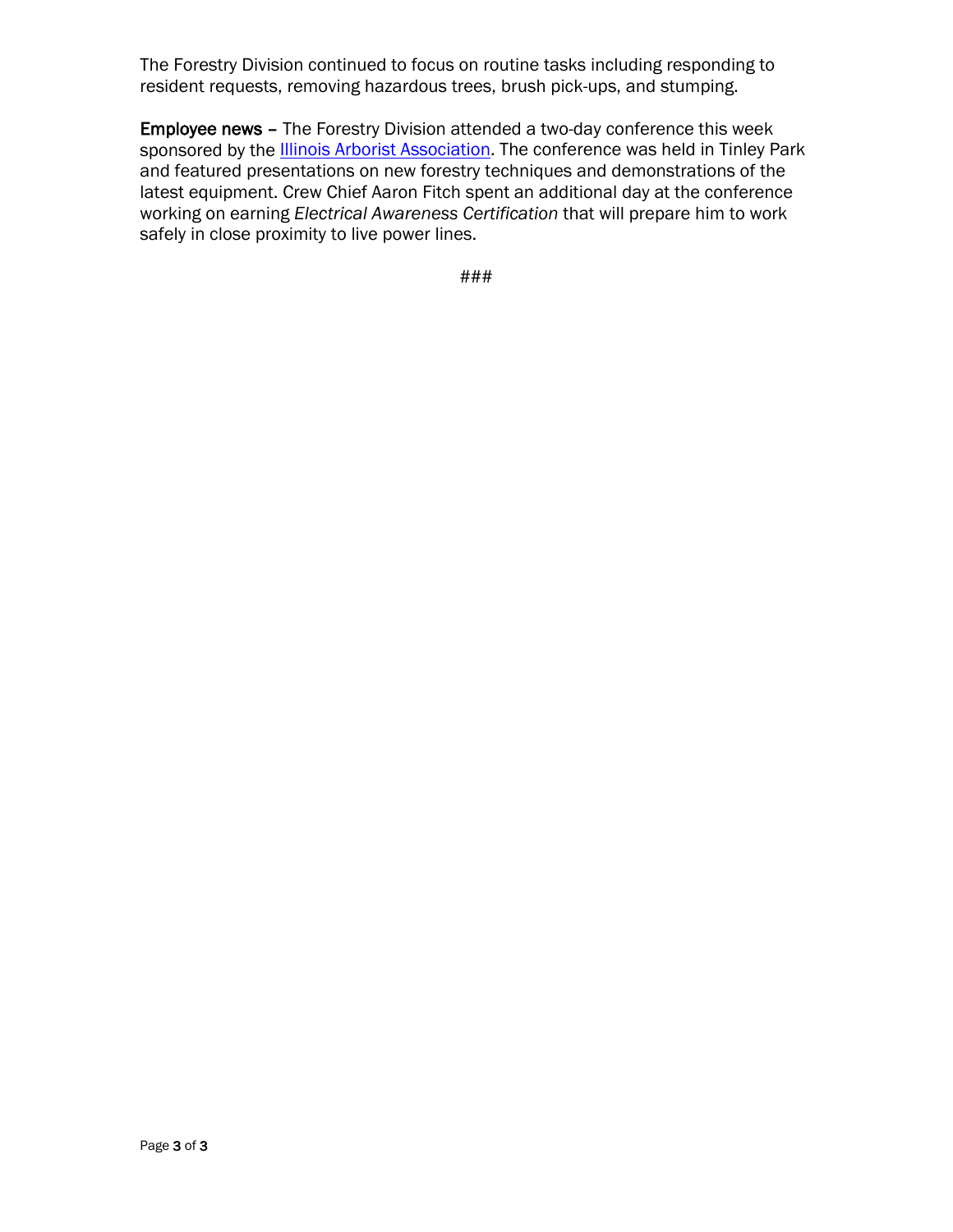The Forestry Division continued to focus on routine tasks including responding to resident requests, removing hazardous trees, brush pick-ups, and stumping.

**Employee news** – The Forestry Division attended a two-day conference this week sponsored by the Illinois Arborist Association. The conference was held in Tinley Park and featured presentations on new forestry techniques and demonstrations of the latest equipment. Crew Chief Aaron Fitch spent an additional day at the conference working on earning *Electrical Awareness Certification* that will prepare him to work safely in close proximity to live power lines.

###